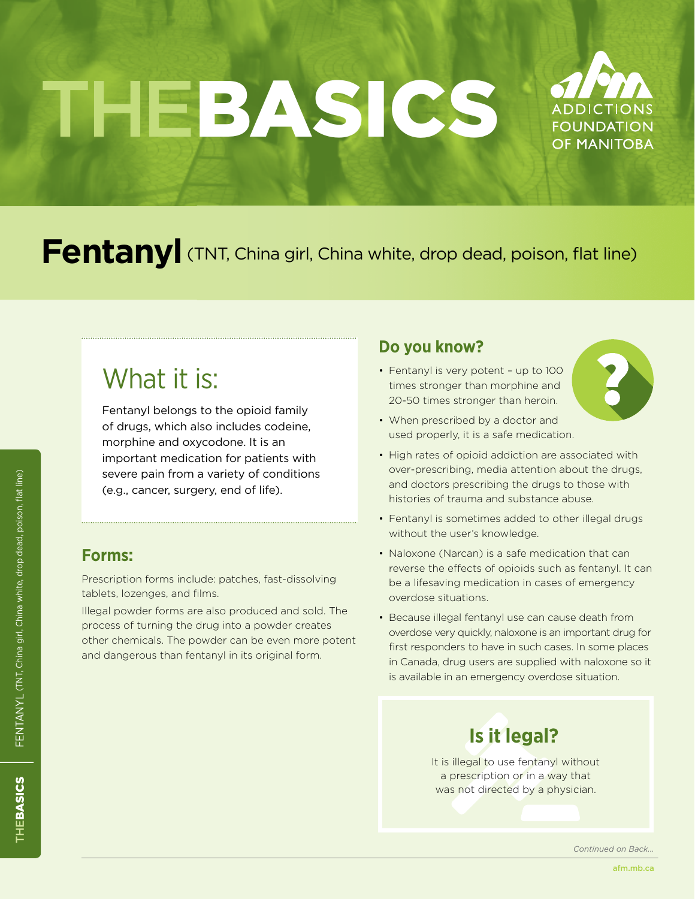# THE BASICS

ADDICTIONS FOUNDATION OF MANITOBA

## Fentanyl (TNT, China girl, China white, drop dead, poison, flat line)

### What it is:

Fentanyl belongs to the opioid family of drugs, which also includes codeine, morphine and oxycodone. It is an important medication for patients with severe pain from a variety of conditions (e.g., cancer, surgery, end of life).

### Forms:

Prescription forms include: patches, fast-dissolving tablets, lozenges, and films.

Illegal powder forms are also produced and sold. The process of turning the drug into a powder creates other chemicals. The powder can be even more potent and dangerous than fentanyl in its original form.

### Do you know?

- Fentanyl is very potent – up to 100 times stronger than morphine and 20-50 times stronger than heroin.
- When prescribed by a doctor and used properly, it is a safe medication.
- High rates of opioid addiction are associated with over-prescribing, media attention about the drugs, and doctors prescribing the drugs to those with histories of trauma and substance abuse.
- Fentanyl is sometimes added to other illegal drugs without the user's knowledge.
- Naloxone (Narcan) is a safe medication that can reverse the effects of opioids such as fentanyl. It can be a lifesaving medication in cases of emergency overdose situations.
- Because illegal fentanyl use can cause death from overdose very quickly, naloxone is an important drug for first responders to have in such cases. In some places in Canada, drug users are supplied with naloxone so it is available in an emergency overdose situation.

### Is it legal?

It is illegal to use fentanyl without a prescription or in a way that was not directed by a physician.

*Continued on Back...*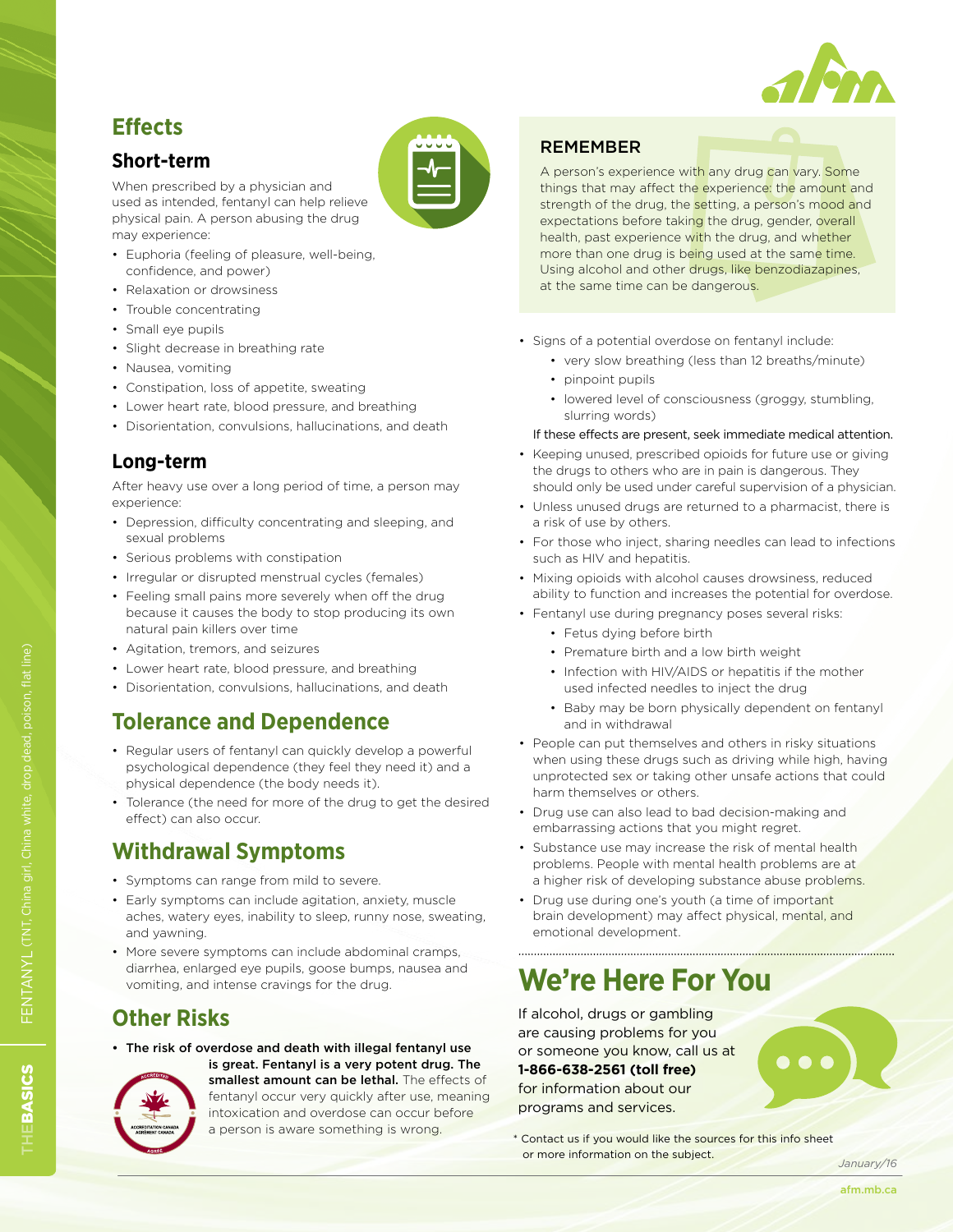## Effects

### Short-term

When prescribed by a physician and used as intended, fentanyl can help relieve physical pain. A person abusing the drug may experience:

- Euphoria (feeling of pleasure, well-being, confidence, and power)
- Relaxation or drowsiness
- Trouble concentrating
- Small eye pupils
- Slight decrease in breathing rate
- Nausea, vomiting
- Constipation, loss of appetite, sweating
- Lower heart rate, blood pressure, and breathing
- Disorientation, convulsions, hallucinations, and death

### Long-term

After heavy use over a long period of time, a person may experience:

- Depression, difficulty concentrating and sleeping, and sexual problems
- Serious problems with constipation
- Irregular or disrupted menstrual cycles (females)
- Feeling small pains more severely when off the drug because it causes the body to stop producing its own natural pain killers over time
- Agitation, tremors, and seizures
- Lower heart rate, blood pressure, and breathing
- Disorientation, convulsions, hallucinations, and death

## Tolerance and Dependence

- Regular users of fentanyl can quickly develop a powerful psychological dependence (they feel they need it) and a physical dependence (the body needs it).
- Tolerance (the need for more of the drug to get the desired effect) can also occur.

## Withdrawal Symptoms

- Symptoms can range from mild to severe.
- Early symptoms can include agitation, anxiety, muscle aches, watery eyes, inability to sleep, runny nose, sweating, and yawning.
- More severe symptoms can include abdominal cramps, diarrhea, enlarged eye pupils, goose bumps, nausea and vomiting, and intense cravings for the drug.

## Other Risks

- **The risk of overdose and death with illegal fentanyl use is great. Fentanyl is a very potent drug. The smallest amount can be lethal.** The effects of fentanyl occur very quickly after use, meaning intoxication and overdose can occur before a person is aware something is wrong.

**REMEMBER**

A person's experience with any drug can vary. Some things that may affect the experience: the amount and strength of the drug, the setting, a person's mood and expectations before taking the drug, gender, overall health, past experience with the drug, and whether more than one drug is being used at the same time. Using alcohol and other drugs, like benzodiazepines, at the same time can be dangerous.

- Signs of a potential overdose on fentanyl include:
  - very slow breathing (less than 12 breaths/minute)
  - pinpoint pupils
  - lowered level of consciousness (groggy, stumbling, slurring words)

  If these effects are present, seek immediate medical attention.
- Keeping unused, prescribed opioids for future use or giving the drugs to others who are in pain is dangerous. They should only be used under careful supervision of a physician.
- Unless unused drugs are returned to a pharmacist, there is a risk of use by others.
- For those who inject, sharing needles can lead to infections such as HIV and hepatitis.
- Mixing opioids with alcohol causes drowsiness, reduced ability to function and increases the potential for overdose.
- Fentanyl use during pregnancy poses several risks:
  - Fetus dying before birth
  - Premature birth and a low birth weight
  - Infection with HIV/AIDS or hepatitis if the mother used infected needles to inject the drug
  - Baby may be born physically dependent on fentanyl and in withdrawal
- People can put themselves and others in risky situations when using these drugs such as driving while high, having unprotected sex or taking other unsafe actions that could harm themselves or others.
- Drug use can also lead to bad decision-making and embarrassing actions that you might regret.
- Substance use may increase the risk of mental health problems. People with mental health problems are at a higher risk of developing substance abuse problems.
- Drug use during one's youth (a time of important brain development) may affect physical, mental, and emotional development.

## We're Here For You

If alcohol, drugs or gambling are causing problems for you or someone you know, call us at **1-866-638-2561 (toll free)** for information about our programs and services.

\* Contact us if you would like the sources for this info sheet or more information on the subject.

January/16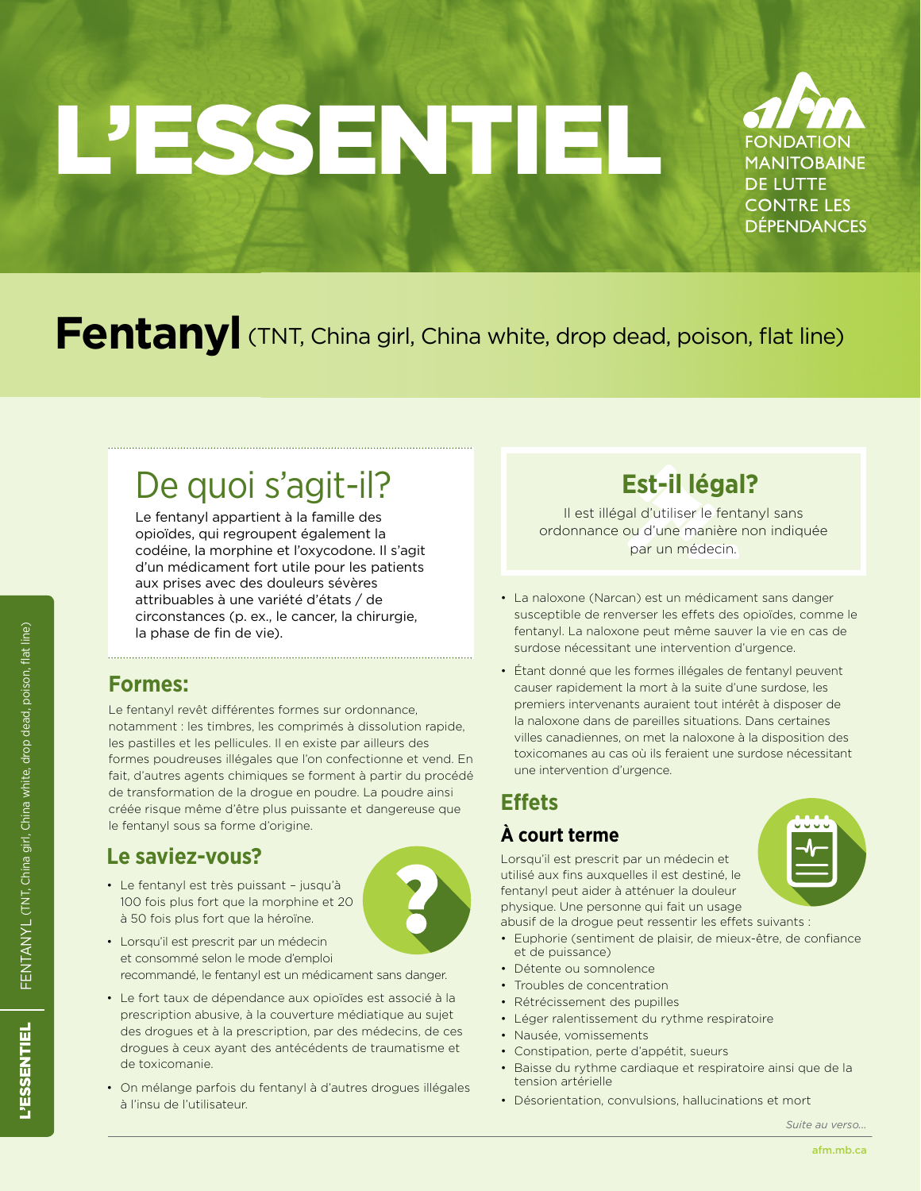# L'ESSENTIEL

FONDATION MANITOBAINE DE LUTTE CONTRE LES DÉPENDANCES

## Fentanyl (TNT, China girl, China white, drop dead, poison, flat line)

## De quoi s'agit-il?

Le fentanyl appartient à la famille des opioïdes, qui regroupent également la codéine, la morphine et l'oxycodone. Il s'agit d'un médicament fort utile pour les patients aux prises avec des douleurs sévères attribuables à une variété d'états / de circonstances (p. ex., le cancer, la chirurgie, la phase de fin de vie).

### Formes:

Le fentanyl revêt différentes formes sur ordonnance, notamment : les timbres, les comprimés à dissolution rapide, les pastilles et les pellicules. Il en existe par ailleurs des formes poudreuses illégales que l'on confectionne et vend. En fait, d'autres agents chimiques se forment à partir du procédé de transformation de la drogue en poudre. La poudre ainsi créée risque même d'être plus puissante et dangereuse que le fentanyl sous sa forme d'origine.

### Le saviez-vous?

- Le fentanyl est très puissant – jusqu'à 100 fois plus fort que la morphine et 20 à 50 fois plus fort que la héroïne.
- Lorsqu'il est prescrit par un médecin et consommé selon le mode d'emploi recommandé, le fentanyl est un médicament sans danger.
- Le fort taux de dépendance aux opioïdes est associé à la prescription abusive, à la couverture médiatique au sujet des drogues et à la prescription, par des médecins, de ces drogues à ceux ayant des antécédents de traumatisme et de toxicomanie.
- On mélange parfois du fentanyl à d'autres drogues illégales à l'insu de l'utilisateur.

### Est-il légal?

Il est illégal d'utiliser le fentanyl sans ordonnance ou d'une manière non indiquée par un médecin.

- La naloxone (Narcan) est un médicament sans danger susceptible de renverser les effets des opioïdes, comme le fentanyl. La naloxone peut même sauver la vie en cas de surdose nécessitant une intervention d'urgence.
- Étant donné que les formes illégales de fentanyl peuvent causer rapidement la mort à la suite d'une surdose, les premiers intervenants auraient tout intérêt à disposer de la naloxone dans de pareilles situations. Dans certaines villes canadiennes, on met la naloxone à la disposition des toxicomanes au cas où ils feraient une surdose nécessitant une intervention d'urgence.

### Effets

#### À court terme

Lorsqu'il est prescrit par un médecin et utilisé aux fins auxquelles il est destiné, le fentanyl peut aider à atténuer la douleur physique. Une personne qui fait un usage abusif de la drogue peut ressentir les effets suivants :

- Euphorie (sentiment de plaisir, de mieux-être, de confiance et de puissance)
- Détente ou somnolence
- Troubles de concentration
- Rétrécissement des pupilles
- Léger ralentissement du rythme respiratoire
- Nausée, vomissements
- Constipation, perte d'appétit, sueurs
- Baisse du rythme cardiaque et respiratoire ainsi que de la tension artérielle
- Désorientation, convulsions, hallucinations et mort

*Suite au verso...*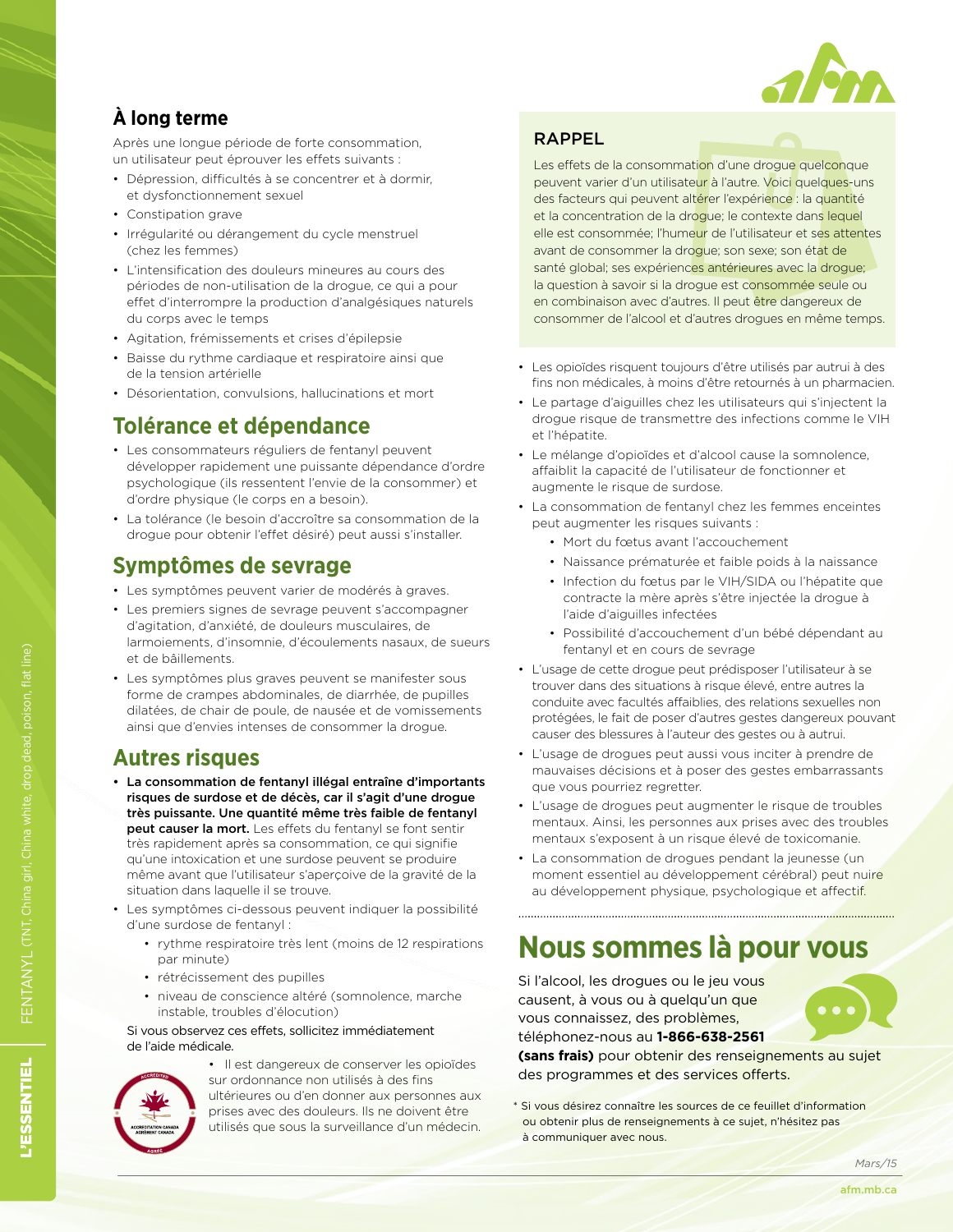## À long terme

Après une longue période de forte consommation, un utilisateur peut éprouver les effets suivants :

- Dépression, difficultés à se concentrer et à dormir, et dysfonctionnement sexuel
- Constipation grave
- Irrégularité ou dérangement du cycle menstruel (chez les femmes)
- L'intensification des douleurs mineures au cours des périodes de non-utilisation de la drogue, ce qui a pour effet d'interrompre la production d'analgésiques naturels du corps avec le temps
- Agitation, frémissements et crises d'épilepsie
- Baisse du rythme cardiaque et respiratoire ainsi que de la tension artérielle
- Désorientation, convulsions, hallucinations et mort

## Tolérance et dépendance

- Les consommateurs réguliers de fentanyl peuvent développer rapidement une puissante dépendance d'ordre psychologique (ils ressentent l'envie de la consommer) et d'ordre physique (le corps en a besoin).
- La tolérance (le besoin d'accroître sa consommation de la drogue pour obtenir l'effet désiré) peut aussi s'installer.

## Symptômes de sevrage

- Les symptômes peuvent varier de modérés à graves.
- Les premiers signes de sevrage peuvent s'accompagner d'agitation, d'anxiété, de douleurs musculaires, de larmoiements, d'insomnie, d'écoulements nasaux, de sueurs et de bâillements.
- Les symptômes plus graves peuvent se manifester sous forme de crampes abdominales, de diarrhée, de pupilles dilatées, de chair de poule, de nausée et de vomissements ainsi que d'envies intenses de consommer la drogue.

## Autres risques

- **La consommation de fentanyl illégal entraîne d'importants risques de surdose et de décès, car il s'agit d'une drogue très puissante. Une quantité même très faible de fentanyl peut causer la mort.** Les effets du fentanyl se font sentir très rapidement après sa consommation, ce qui signifie qu'une intoxication et une surdose peuvent se produire même avant que l'utilisateur s'aperçoive de la gravité de la situation dans laquelle il se trouve.
- Les symptômes ci-dessous peuvent indiquer la possibilité d'une surdose de fentanyl :
  - rythme respiratoire très lent (moins de 12 respirations par minute)
  - rétrécissement des pupilles
  - niveau de conscience altéré (somnolence, marche instable, troubles d'élocution)

  Si vous observez ces effets, sollicitez immédiatement de l'aide médicale.
- Il est dangereux de conserver les opioïdes sur ordonnance non utilisés à des fins ultérieures ou d'en donner aux personnes aux prises avec des douleurs. Ils ne doivent être utilisés que sous la surveillance d'un médecin.

### RAPPEL

Les effets de la consommation d'une drogue quelconque peuvent varier d'un utilisateur à l'autre. Voici quelques-uns des facteurs qui peuvent altérer l'expérience : la quantité et la concentration de la drogue; le contexte dans lequel elle est consommée; l'humeur de l'utilisateur et ses attentes avant de consommer la drogue; son sexe; son état de santé global; ses expériences antérieures avec la drogue; la question à savoir si la drogue est consommée seule ou en combinaison avec d'autres. Il peut être dangereux de consommer de l'alcool et d'autres drogues en même temps.

- Les opioïdes risquent toujours d'être utilisés par autrui à des fins non médicales, à moins d'être retournés à un pharmacien.
- Le partage d'aiguilles chez les utilisateurs qui s'injectent la drogue risque de transmettre des infections comme le VIH et l'hépatite.
- Le mélange d'opioïdes et d'alcool cause la somnolence, affaiblit la capacité de l'utilisateur de fonctionner et augmente le risque de surdose.
- La consommation de fentanyl chez les femmes enceintes peut augmenter les risques suivants :
  - Mort du fœtus avant l'accouchement
  - Naissance prématurée et faible poids à la naissance
  - Infection du fœtus par le VIH/SIDA ou l'hépatite que contracte la mère après s'être injectée la drogue à l'aide d'aiguilles infectées
  - Possibilité d'accouchement d'un bébé dépendant au fentanyl et en cours de sevrage
- L'usage de cette drogue peut prédisposer l'utilisateur à se trouver dans des situations à risque élevé, entre autres la conduite avec facultés affaiblies, des relations sexuelles non protégées, le fait de poser d'autres gestes dangereux pouvant causer des blessures à l'auteur des gestes ou à autrui.
- L'usage de drogues peut aussi vous inciter à prendre de mauvaises décisions et à poser des gestes embarrassants que vous pourriez regretter.
- L'usage de drogues peut augmenter le risque de troubles mentaux. Ainsi, les personnes aux prises avec des troubles mentaux s'exposent à un risque élevé de toxicomanie.
- La consommation de drogues pendant la jeunesse (un moment essentiel au développement cérébral) peut nuire au développement physique, psychologique et affectif.

## Nous sommes là pour vous

Si l'alcool, les drogues ou le jeu vous causent, à vous ou à quelqu'un que vous connaissez, des problèmes, téléphonez-nous au **1-866-638-2561 (sans frais)** pour obtenir des renseignements au sujet des programmes et des services offerts.

* Si vous désirez connaître les sources de ce feuillet d'information ou obtenir plus de renseignements à ce sujet, n'hésitez pas à communiquer avec nous.

Mars/15